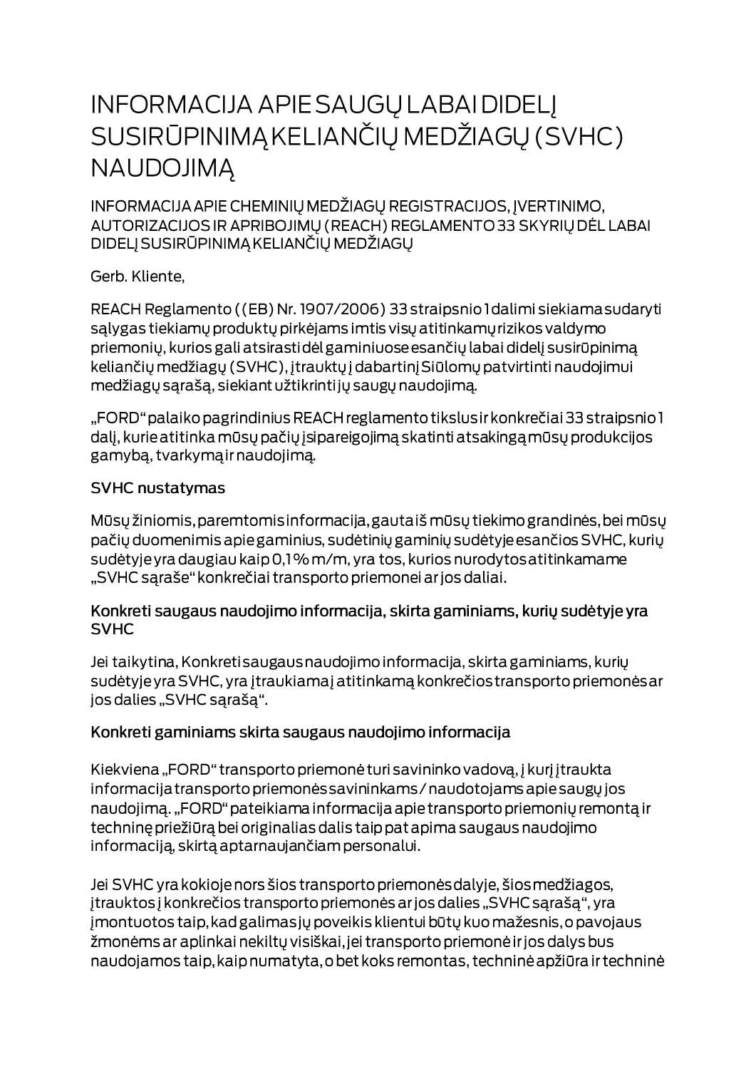# INFORMACIJA APIE SAUGŲ LABAI DIDELĮ SUSIRŪPINIMĄ KELIANČIŲ MEDŽIAGŲ (SVHC) NAUDOJIMĄ

INFORMACIJA APIE CHEMINIŲ MEDŽIAGŲ REGISTRACIJOS, ĮVERTINIMO, AUTORIZACIJOS IR APRIBOJIMŲ (REACH) REGLAMENTO 33 SKYRIŲ DĖL LABAI DIDELĮ SUSIRŪPINIMĄ KELIANČIŲ MEDŽIAGŲ

Gerb. Kliente,

REACH Reglamento ((EB) Nr. 1907/2006) 33 straipsnio 1 dalimi siekiama sudaryti sąlygas tiekiamų produktų pirkėjams imtis visų atitinkamų rizikos valdymo priemonių, kurios gali atsirasti dėl gaminiuose esančių labai didelį susirūpinimą keliančių medžiagų (SVHC), įtrauktų į dabartinį Siūlomų patvirtinti naudojimui medžiagų sąrašą, siekiant užtikrinti jų saugų naudojimą.

„FORD" palaiko pagrindinius REACH reglamento tikslus ir konkrečiai 33 straipsnio 1 dalį, kurie atitinka mūsų pačių įsipareigojimą skatinti atsakingą mūsų produkcijos gamybą, tvarkymą ir naudojimą.

## SVHC nustatymas

Mūsų žiniomis, paremtomis informacija, gauta iš mūsų tiekimo grandinės, bei mūsų pačių duomenimis apie gaminius, sudėtinių gaminių sudėtyje esančios SVHC, kurių sudėtyje yra daugiau kaip 0,1 % m/m, yra tos, kurios nurodytos atitinkamame „SVHC sąraše" konkrečiai transporto priemonei ar jos daliai.

## Konkreti saugaus naudojimo informacija, skirta gaminiams, kurių sudėtyje yra SVHC

Jei taikytina, Konkreti saugaus naudojimo informacija, skirta gaminiams, kurių sudėtyje yra SVHC, yra įtraukiama į atitinkamą konkrečios transporto priemonės ar jos dalies „SVHC sąrašą".

## Konkreti gaminiams skirta saugaus naudojimo informacija

Kiekviena „FORD" transporto priemonė turi savininko vadovą, į kurį įtraukta informacija transporto priemonės savininkams / naudotojams apie saugų jos naudojimą. „FORD" pateikiama informacija apie transporto priemonių remontą ir techninę priežiūrą bei originalias dalis taip pat apima saugaus naudojimo informaciją, skirtą aptarnaujančiam personalui.

Jei SVHC yra kokioje nors šios transporto priemonės dalyje, šios medžiagos, įtrauktos į konkrečios transporto priemonės ar jos dalies „SVHC sąrašą", yra įmontuotos taip, kad galimas jų poveikis klientui būtų kuo mažesnis, o pavojaus žmonėms ar aplinkai nekiltų visiškai, jei transporto priemonė ir jos dalys bus naudojamos taip, kaip numatyta, o bet koks remontas, techninė apžiūra ir techninė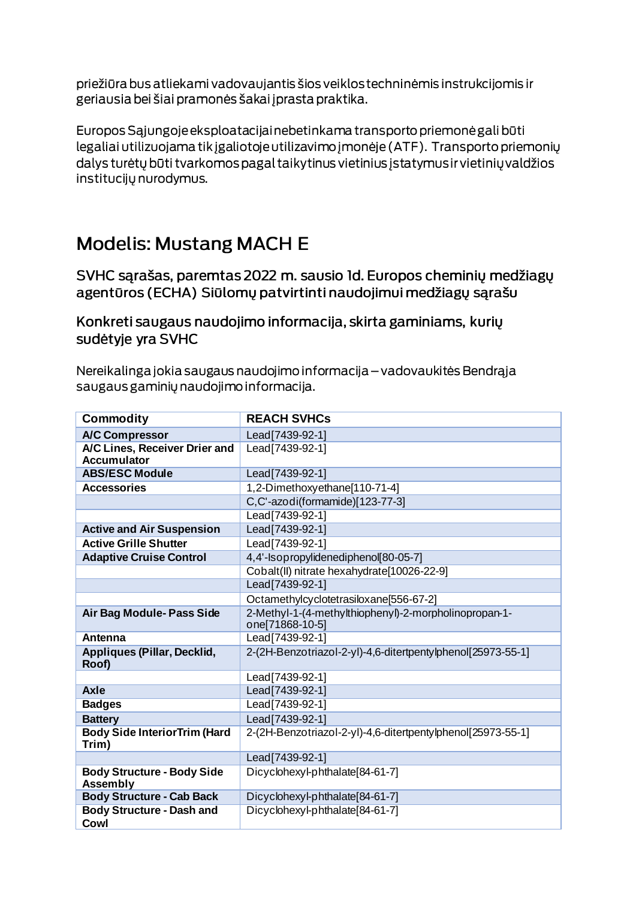priežiūra bus atliekami vadovaujantis šios veiklos techninėmis instrukcijomis ir geriausia bei šiai pramonės šakai įprasta praktika.

Europos Sąjungoje eksploatacijai nebetinkama transporto priemonė gali būti legaliai utilizuojama tik įgaliotoje utilizavimo įmonėje (ATF). Transporto priemonių dalys turėtų būti tvarkomos pagal taikytinus vietinius įstatymus ir vietinių valdžios institucijų nurodymus.

# Modelis: Mustang MACH E

## SVHC sąrašas, paremtas 2022 m. sausio 1d. Europos cheminių medžiagų agentūros (ECHA) Siūlomų patvirtinti naudojimui medžiagų sąrašu

## Konkreti saugaus naudojimo informacija, skirta gaminiams, kurių sudėtyje yra SVHC

Nereikalinga jokia saugaus naudojimo informacija – vadovaukitės Bendrąja saugaus gaminių naudojimo informacija.

| Commodity | REACH SVHCs |
|---|---|
| **A/C Compressor** | Lead[7439-92-1] |
| **A/C Lines, Receiver Drier and Accumulator** | Lead[7439-92-1] |
| **ABS/ESC Module** | Lead[7439-92-1] |
| **Accessories** | 1,2-Dimethoxyethane[110-71-4] |
| | C,C'-azodi(formamide)[123-77-3] |
| | Lead[7439-92-1] |
| **Active and Air Suspension** | Lead[7439-92-1] |
| **Active Grille Shutter** | Lead[7439-92-1] |
| **Adaptive Cruise Control** | 4,4'-Isopropylidenediphenol[80-05-7] |
| | Cobalt(II) nitrate hexahydrate[10026-22-9] |
| | Lead[7439-92-1] |
| | Octamethylcyclotetrasiloxane[556-67-2] |
| **Air Bag Module- Pass Side** | 2-Methyl-1-(4-methylthiophenyl)-2-morpholinopropan-1-one[71868-10-5] |
| **Antenna** | Lead[7439-92-1] |
| **Appliques (Pillar, Decklid, Roof)** | 2-(2H-Benzotriazol-2-yl)-4,6-ditertpentylphenol[25973-55-1] |
| | Lead[7439-92-1] |
| **Axle** | Lead[7439-92-1] |
| **Badges** | Lead[7439-92-1] |
| **Battery** | Lead[7439-92-1] |
| **Body Side InteriorTrim (Hard Trim)** | 2-(2H-Benzotriazol-2-yl)-4,6-ditertpentylphenol[25973-55-1] |
| | Lead[7439-92-1] |
| **Body Structure - Body Side Assembly** | Dicyclohexyl-phthalate[84-61-7] |
| **Body Structure - Cab Back** | Dicyclohexyl-phthalate[84-61-7] |
| **Body Structure - Dash and Cowl** | Dicyclohexyl-phthalate[84-61-7] |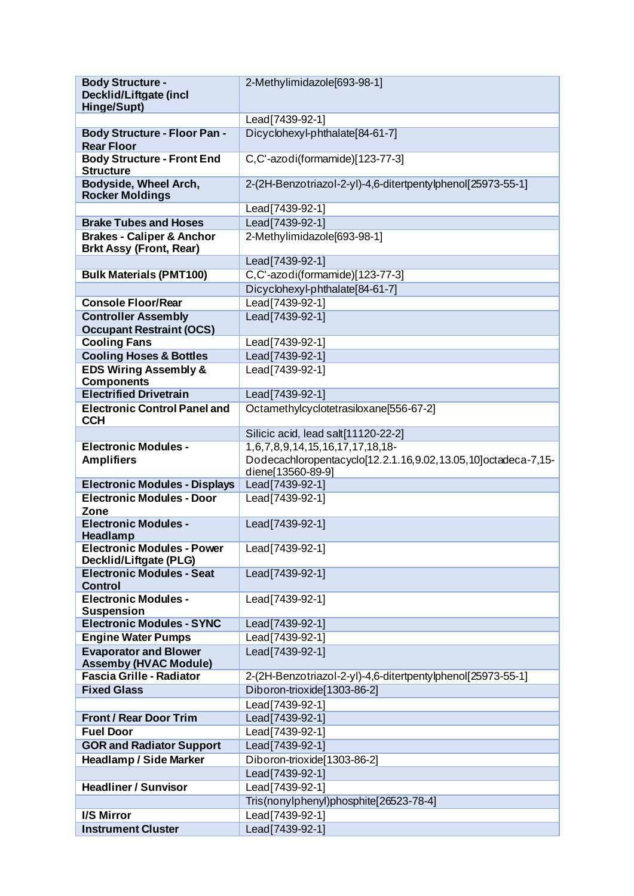| Body Structure - Decklid/Liftgate (incl Hinge/Supt) | 2-Methylimidazole[693-98-1] |
|---|---|
| | Lead[7439-92-1] |
| **Body Structure - Floor Pan - Rear Floor** | Dicyclohexyl-phthalate[84-61-7] |
| **Body Structure - Front End Structure** | C,C'-azodi(formamide)[123-77-3] |
| **Bodyside, Wheel Arch, Rocker Moldings** | 2-(2H-Benzotriazol-2-yl)-4,6-ditertpentylphenol[25973-55-1] |
| | Lead[7439-92-1] |
| **Brake Tubes and Hoses** | Lead[7439-92-1] |
| **Brakes - Caliper & Anchor Brkt Assy (Front, Rear)** | 2-Methylimidazole[693-98-1] |
| | Lead[7439-92-1] |
| **Bulk Materials (PMT100)** | C,C'-azodi(formamide)[123-77-3] |
| | Dicyclohexyl-phthalate[84-61-7] |
| **Console Floor/Rear** | Lead[7439-92-1] |
| **Controller Assembly Occupant Restraint (OCS)** | Lead[7439-92-1] |
| **Cooling Fans** | Lead[7439-92-1] |
| **Cooling Hoses & Bottles** | Lead[7439-92-1] |
| **EDS Wiring Assembly & Components** | Lead[7439-92-1] |
| **Electrified Drivetrain** | Lead[7439-92-1] |
| **Electronic Control Panel and CCH** | Octamethylcyclotetrasiloxane[556-67-2] |
| | Silicic acid, lead salt[11120-22-2] |
| **Electronic Modules - Amplifiers** | 1,6,7,8,9,14,15,16,17,17,18,18-Dodecachloropentacyclo[12.2.1.16,9.02,13.05,10]octadeca-7,15-diene[13560-89-9] |
| **Electronic Modules - Displays** | Lead[7439-92-1] |
| **Electronic Modules - Door Zone** | Lead[7439-92-1] |
| **Electronic Modules - Headlamp** | Lead[7439-92-1] |
| **Electronic Modules - Power Decklid/Liftgate (PLG)** | Lead[7439-92-1] |
| **Electronic Modules - Seat Control** | Lead[7439-92-1] |
| **Electronic Modules - Suspension** | Lead[7439-92-1] |
| **Electronic Modules - SYNC** | Lead[7439-92-1] |
| **Engine Water Pumps** | Lead[7439-92-1] |
| **Evaporator and Blower Assemby (HVAC Module)** | Lead[7439-92-1] |
| **Fascia Grille - Radiator** | 2-(2H-Benzotriazol-2-yl)-4,6-ditertpentylphenol[25973-55-1] |
| **Fixed Glass** | Diboron-trioxide[1303-86-2] |
| | Lead[7439-92-1] |
| **Front / Rear Door Trim** | Lead[7439-92-1] |
| **Fuel Door** | Lead[7439-92-1] |
| **GOR and Radiator Support** | Lead[7439-92-1] |
| **Headlamp / Side Marker** | Diboron-trioxide[1303-86-2] |
| | Lead[7439-92-1] |
| **Headliner / Sunvisor** | Lead[7439-92-1] |
| | Tris(nonylphenyl)phosphite[26523-78-4] |
| **I/S Mirror** | Lead[7439-92-1] |
| **Instrument Cluster** | Lead[7439-92-1] |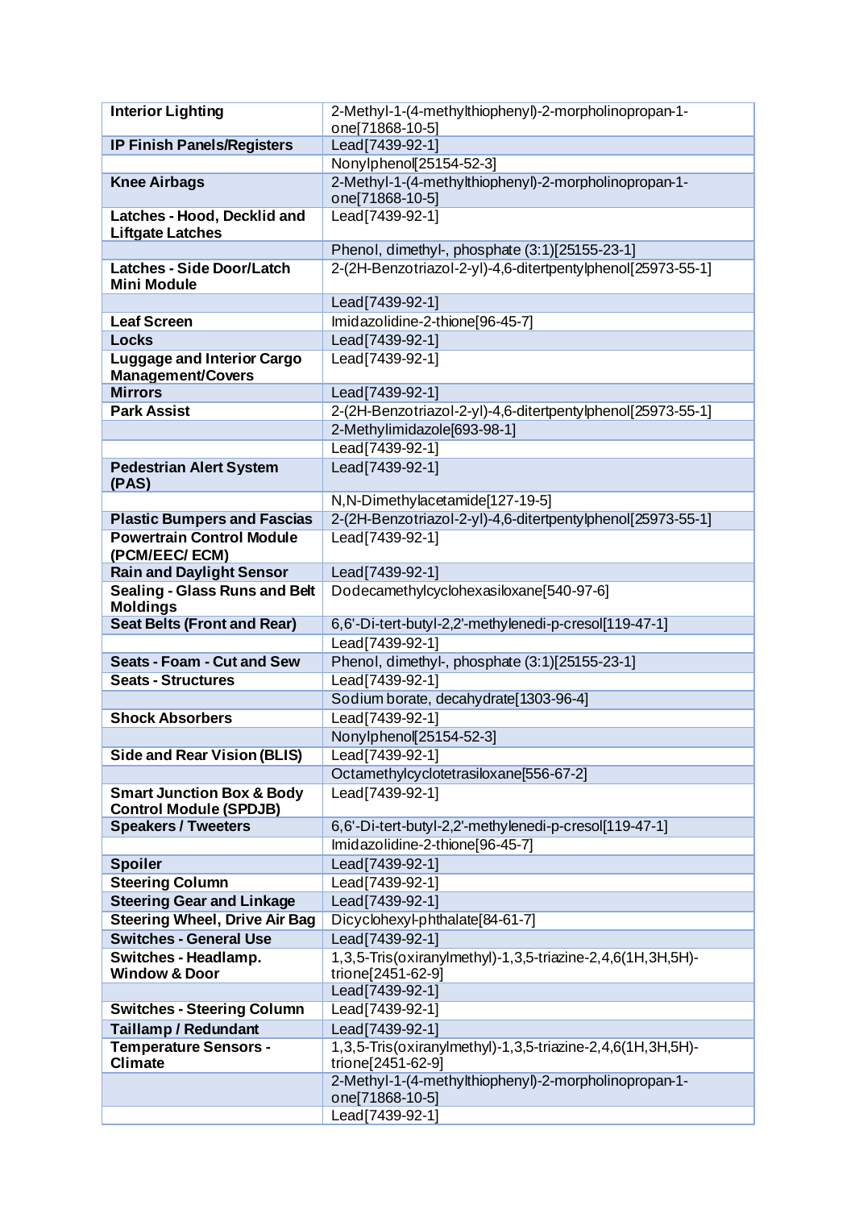| Interior Lighting | 2-Methyl-1-(4-methylthiophenyl)-2-morpholinopropan-1-one[71868-10-5] |
|---|---|
| IP Finish Panels/Registers | Lead[7439-92-1] |
| | Nonylphenol[25154-52-3] |
| Knee Airbags | 2-Methyl-1-(4-methylthiophenyl)-2-morpholinopropan-1-one[71868-10-5] |
| Latches - Hood, Decklid and Liftgate Latches | Lead[7439-92-1] |
| | Phenol, dimethyl-, phosphate (3:1)[25155-23-1] |
| Latches - Side Door/Latch Mini Module | 2-(2H-Benzotriazol-2-yl)-4,6-ditertpentylphenol[25973-55-1] |
| | Lead[7439-92-1] |
| Leaf Screen | Imidazolidine-2-thione[96-45-7] |
| Locks | Lead[7439-92-1] |
| Luggage and Interior Cargo Management/Covers | Lead[7439-92-1] |
| Mirrors | Lead[7439-92-1] |
| Park Assist | 2-(2H-Benzotriazol-2-yl)-4,6-ditertpentylphenol[25973-55-1] |
| | 2-Methylimidazole[693-98-1] |
| | Lead[7439-92-1] |
| Pedestrian Alert System (PAS) | Lead[7439-92-1] |
| | N,N-Dimethylacetamide[127-19-5] |
| Plastic Bumpers and Fascias | 2-(2H-Benzotriazol-2-yl)-4,6-ditertpentylphenol[25973-55-1] |
| Powertrain Control Module (PCM/EEC/ ECM) | Lead[7439-92-1] |
| Rain and Daylight Sensor | Lead[7439-92-1] |
| Sealing - Glass Runs and Belt Moldings | Dodecamethylcyclohexasiloxane[540-97-6] |
| Seat Belts (Front and Rear) | 6,6'-Di-tert-butyl-2,2'-methylenedi-p-cresol[119-47-1] |
| | Lead[7439-92-1] |
| Seats - Foam - Cut and Sew | Phenol, dimethyl-, phosphate (3:1)[25155-23-1] |
| Seats - Structures | Lead[7439-92-1] |
| | Sodium borate, decahydrate[1303-96-4] |
| Shock Absorbers | Lead[7439-92-1] |
| | Nonylphenol[25154-52-3] |
| Side and Rear Vision (BLIS) | Lead[7439-92-1] |
| | Octamethylcyclotetrasiloxane[556-67-2] |
| Smart Junction Box & Body Control Module (SPDJB) | Lead[7439-92-1] |
| Speakers / Tweeters | 6,6'-Di-tert-butyl-2,2'-methylenedi-p-cresol[119-47-1] |
| | Imidazolidine-2-thione[96-45-7] |
| Spoiler | Lead[7439-92-1] |
| Steering Column | Lead[7439-92-1] |
| Steering Gear and Linkage | Lead[7439-92-1] |
| Steering Wheel, Drive Air Bag | Dicyclohexyl-phthalate[84-61-7] |
| Switches - General Use | Lead[7439-92-1] |
| Switches - Headlamp. Window & Door | 1,3,5-Tris(oxiranylmethyl)-1,3,5-triazine-2,4,6(1H,3H,5H)-trione[2451-62-9] |
| | Lead[7439-92-1] |
| Switches - Steering Column | Lead[7439-92-1] |
| Taillamp / Redundant | Lead[7439-92-1] |
| Temperature Sensors - Climate | 1,3,5-Tris(oxiranylmethyl)-1,3,5-triazine-2,4,6(1H,3H,5H)-trione[2451-62-9] |
| | 2-Methyl-1-(4-methylthiophenyl)-2-morpholinopropan-1-one[71868-10-5] |
| | Lead[7439-92-1] |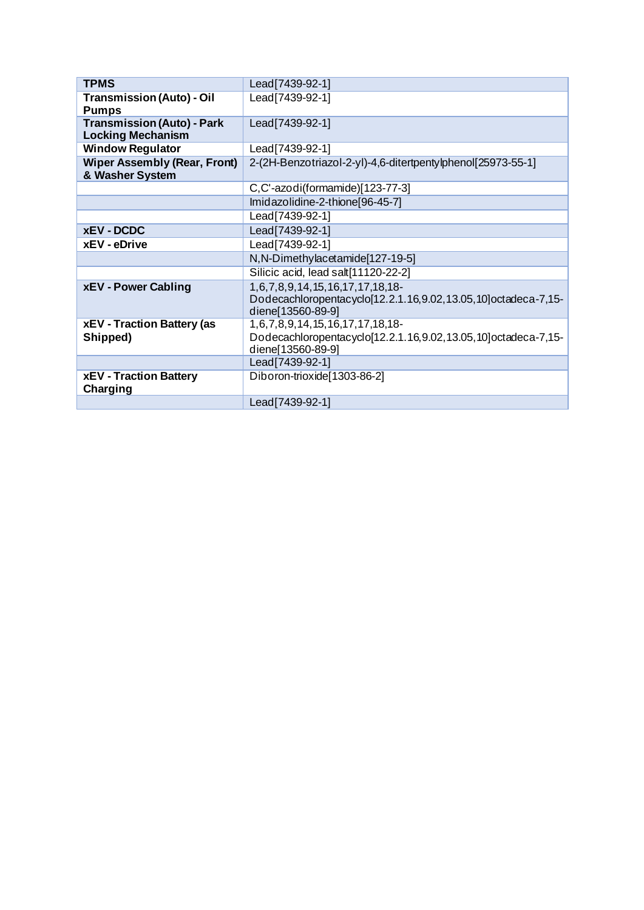| | |
|---|---|
| **TPMS** | Lead[7439-92-1] |
| **Transmission (Auto) - Oil Pumps** | Lead[7439-92-1] |
| **Transmission (Auto) - Park Locking Mechanism** | Lead[7439-92-1] |
| **Window Regulator** | Lead[7439-92-1] |
| **Wiper Assembly (Rear, Front) & Washer System** | 2-(2H-Benzotriazol-2-yl)-4,6-ditertpentylphenol[25973-55-1] |
| | C,C'-azodi(formamide)[123-77-3] |
| | Imidazolidine-2-thione[96-45-7] |
| | Lead[7439-92-1] |
| **xEV - DCDC** | Lead[7439-92-1] |
| **xEV - eDrive** | Lead[7439-92-1] |
| | N,N-Dimethylacetamide[127-19-5] |
| | Silicic acid, lead salt[11120-22-2] |
| **xEV - Power Cabling** | 1,6,7,8,9,14,15,16,17,17,18,18-Dodecachloropentacyclo[12.2.1.16,9.02,13.05,10]octadeca-7,15-diene[13560-89-9] |
| **xEV - Traction Battery (as Shipped)** | 1,6,7,8,9,14,15,16,17,17,18,18-Dodecachloropentacyclo[12.2.1.16,9.02,13.05,10]octadeca-7,15-diene[13560-89-9] |
| | Lead[7439-92-1] |
| **xEV - Traction Battery Charging** | Diboron-trioxide[1303-86-2] |
| | Lead[7439-92-1] |